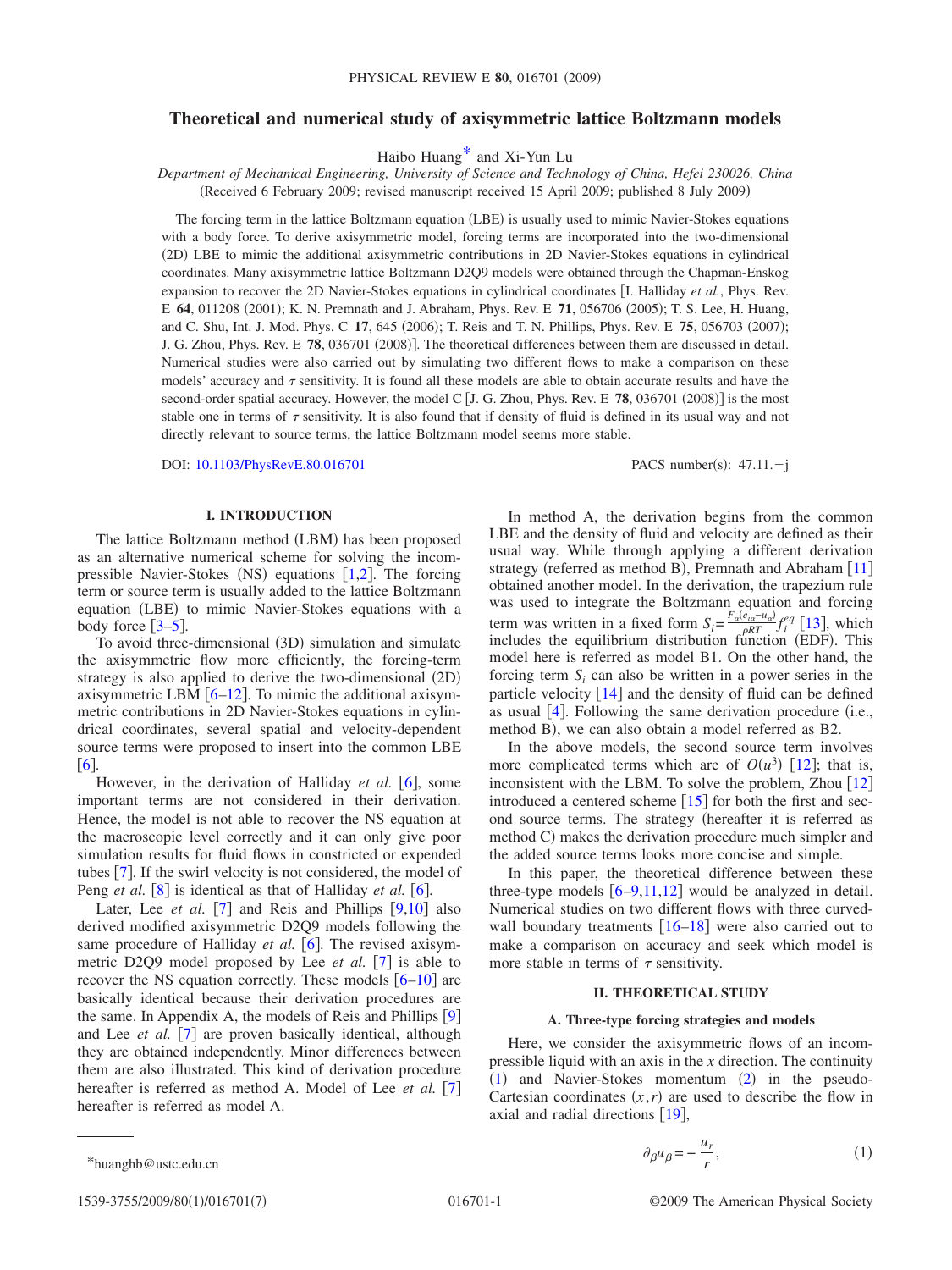# Theoretical and numerical study of axisymmetric lattice Boltzmann models

Haibo Huang* and Xi-Yun Lu

*Department of Mechanical Engineering, University of Science and Technology of China, Hefei 230026, China*

(Received 6 February 2009; revised manuscript received 15 April 2009; published 8 July 2009)

The forcing term in the lattice Boltzmann equation (LBE) is usually used to mimic Navier-Stokes equations with a body force. To derive axisymmetric model, forcing terms are incorporated into the two-dimensional (2D) LBE to mimic the additional axisymmetric contributions in 2D Navier-Stokes equations in cylindrical coordinates. Many axisymmetric lattice Boltzmann D2Q9 models were obtained through the Chapman-Enskog expansion to recover the 2D Navier-Stokes equations in cylindrical coordinates [I. Halliday *et al.*, Phys. Rev. E **64**, 011208 (2001); K. N. Premnath and J. Abraham, Phys. Rev. E **71**, 056706 (2005); T. S. Lee, H. Huang, and C. Shu, Int. J. Mod. Phys. C **17**, 645 (2006); T. Reis and T. N. Phillips, Phys. Rev. E **75**, 056703 (2007); J. G. Zhou, Phys. Rev. E **78**, 036701 (2008)]. The theoretical differences between them are discussed in detail. Numerical studies were also carried out by simulating two different flows to make a comparison on these models' accuracy and $\tau$ sensitivity. It is found all these models are able to obtain accurate results and have the second-order spatial accuracy. However, the model C [J. G. Zhou, Phys. Rev. E **78**, 036701 (2008)] is the most stable one in terms of $\tau$ sensitivity. It is also found that if density of fluid is defined in its usual way and not directly relevant to source terms, the lattice Boltzmann model seems more stable.

DOI: 10.1103/PhysRevE.80.016701

PACS number(s): 47.11.−j

## I. INTRODUCTION

The lattice Boltzmann method (LBM) has been proposed as an alternative numerical scheme for solving the incompressible Navier-Stokes (NS) equations [1,2]. The forcing term or source term is usually added to the lattice Boltzmann equation (LBE) to mimic Navier-Stokes equations with a body force [3–5].

To avoid three-dimensional (3D) simulation and simulate the axisymmetric flow more efficiently, the forcing-term strategy is also applied to derive the two-dimensional (2D) axisymmetric LBM [6–12]. To mimic the additional axisymmetric contributions in 2D Navier-Stokes equations in cylindrical coordinates, several spatial and velocity-dependent source terms were proposed to insert into the common LBE [6].

However, in the derivation of Halliday *et al.* [6], some important terms are not considered in their derivation. Hence, the model is not able to recover the NS equation at the macroscopic level correctly and it can only give poor simulation results for fluid flows in constricted or expended tubes [7]. If the swirl velocity is not considered, the model of Peng *et al.* [8] is identical as that of Halliday *et al.* [6].

Later, Lee *et al.* [7] and Reis and Phillips [9,10] also derived modified axisymmetric D2Q9 models following the same procedure of Halliday *et al.* [6]. The revised axisymmetric D2Q9 model proposed by Lee *et al.* [7] is able to recover the NS equation correctly. These models [6–10] are basically identical because their derivation procedures are the same. In Appendix A, the models of Reis and Phillips [9] and Lee *et al.* [7] are proven basically identical, although they are obtained independently. Minor differences between them are also illustrated. This kind of derivation procedure hereafter is referred as method A. Model of Lee *et al.* [7] hereafter is referred as model A.

In method A, the derivation begins from the common LBE and the density of fluid and velocity are defined as their usual way. While through applying a different derivation strategy (referred as method B), Premnath and Abraham [11] obtained another model. In the derivation, the trapezium rule was used to integrate the Boltzmann equation and forcing term was written in a fixed form $S_i = \frac{F_\alpha(e_{i\alpha}-u_\alpha)}{\rho RT} f_i^{eq}$ [13], which includes the equilibrium distribution function (EDF). This model here is referred as model B1. On the other hand, the forcing term $S_i$ can also be written in a power series in the particle velocity [14] and the density of fluid can be defined as usual [4]. Following the same derivation procedure (i.e., method B), we can also obtain a model referred as B2.

In the above models, the second source term involves more complicated terms which are of $O(u^3)$ [12]; that is, inconsistent with the LBM. To solve the problem, Zhou [12] introduced a centered scheme [15] for both the first and second source terms. The strategy (hereafter it is referred as method C) makes the derivation procedure much simpler and the added source terms looks more concise and simple.

In this paper, the theoretical difference between these three-type models [6–9,11,12] would be analyzed in detail. Numerical studies on two different flows with three curved-wall boundary treatments [16–18] were also carried out to make a comparison on accuracy and seek which model is more stable in terms of $\tau$ sensitivity.

## II. THEORETICAL STUDY

### A. Three-type forcing strategies and models

Here, we consider the axisymmetric flows of an incompressible liquid with an axis in the $x$ direction. The continuity (1) and Navier-Stokes momentum (2) in the pseudo-Cartesian coordinates $(x,r)$ are used to describe the flow in axial and radial directions [19],

$$\partial_\beta u_\beta = -\frac{u_r}{r}, \tag{1}$$

*huanghb@ustc.edu.cn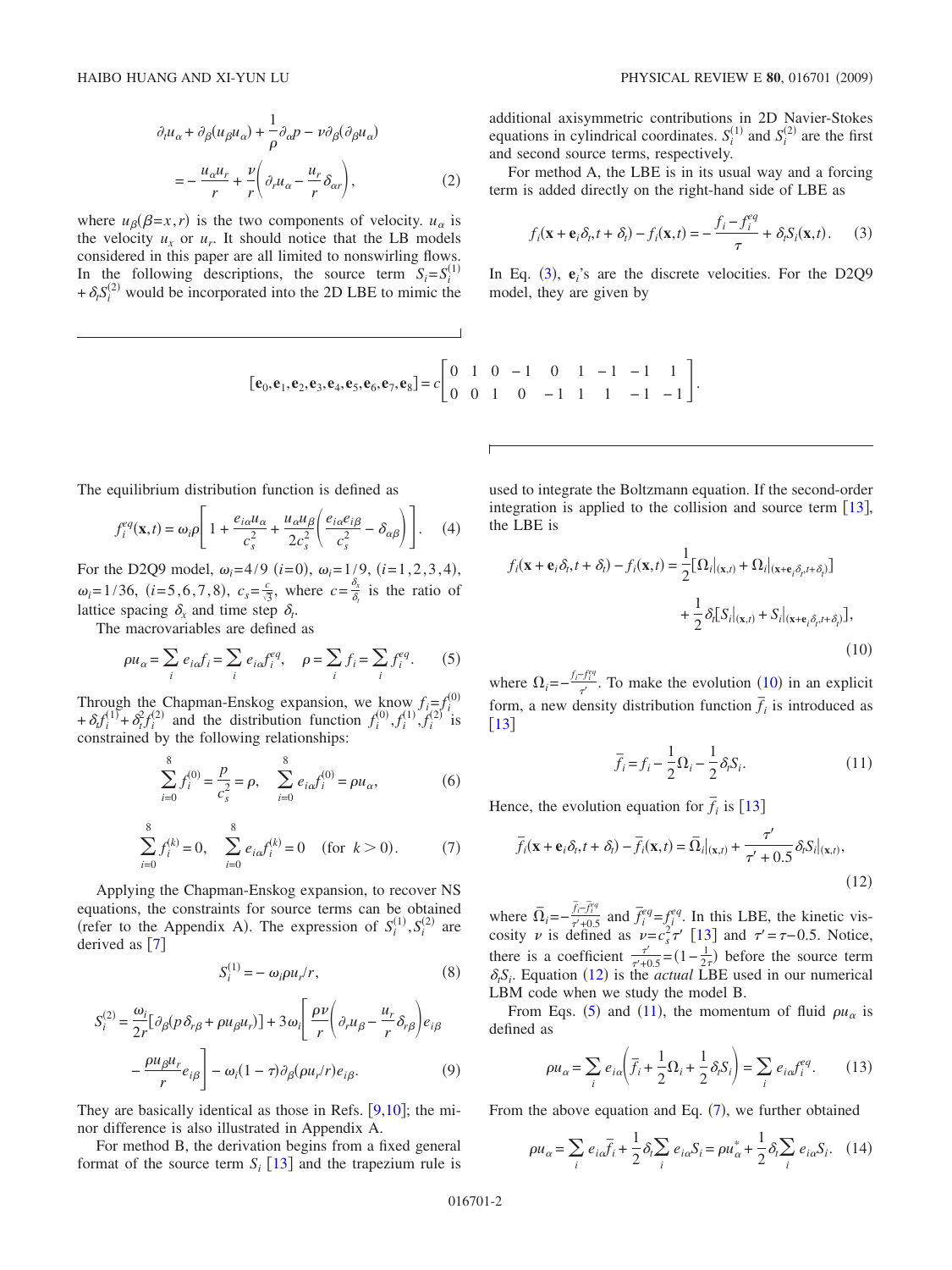$$\partial_t u_\alpha + \partial_\beta(u_\beta u_\alpha) + \frac{1}{\rho}\partial_\alpha p - \nu\partial_\beta(\partial_\beta u_\alpha) = -\frac{u_\alpha u_r}{r} + \frac{\nu}{r}\left(\partial_r u_\alpha - \frac{u_r}{r}\delta_{\alpha r}\right), \quad (2)$$

where $u_\beta(\beta = x, r)$ is the two components of velocity. $u_\alpha$ is the velocity $u_x$ or $u_r$. It should notice that the LB models considered in this paper are all limited to nonswirling flows. In the following descriptions, the source term $S_i = S_i^{(1)} + \delta_t S_i^{(2)}$ would be incorporated into the 2D LBE to mimic the additional axisymmetric contributions in 2D Navier-Stokes equations in cylindrical coordinates. $S_i^{(1)}$ and $S_i^{(2)}$ are the first and second source terms, respectively.

For method A, the LBE is in its usual way and a forcing term is added directly on the right-hand side of LBE as

$$f_i(\mathbf{x} + \mathbf{e}_i\delta_t, t + \delta_t) - f_i(\mathbf{x}, t) = -\frac{f_i - f_i^{eq}}{\tau} + \delta_t S_i(\mathbf{x}, t). \quad (3)$$

In Eq. (3), $\mathbf{e}_i$'s are the discrete velocities. For the D2Q9 model, they are given by

$$[\mathbf{e}_0, \mathbf{e}_1, \mathbf{e}_2, \mathbf{e}_3, \mathbf{e}_4, \mathbf{e}_5, \mathbf{e}_6, \mathbf{e}_7, \mathbf{e}_8] = c\begin{bmatrix} 0 & 1 & 0 & -1 & 0 & 1 & -1 & -1 & 1 \\ 0 & 0 & 1 & 0 & -1 & 1 & 1 & -1 & -1 \end{bmatrix}.$$

The equilibrium distribution function is defined as

$$f_i^{eq}(\mathbf{x}, t) = \omega_i \rho\left[1 + \frac{e_{i\alpha}u_\alpha}{c_s^2} + \frac{u_\alpha u_\beta}{2c_s^2}\left(\frac{e_{i\alpha}e_{i\beta}}{c_s^2} - \delta_{\alpha\beta}\right)\right]. \quad (4)$$

For the D2Q9 model, $\omega_i = 4/9$ $(i=0)$, $\omega_i = 1/9$, $(i=1,2,3,4)$, $\omega_i = 1/36$, $(i=5,6,7,8)$, $c_s = \frac{c}{\sqrt{3}}$, where $c = \frac{\delta_x}{\delta_t}$ is the ratio of lattice spacing $\delta_x$ and time step $\delta_t$.

The macrovariables are defined as

$$\rho u_\alpha = \sum_i e_{i\alpha} f_i = \sum_i e_{i\alpha} f_i^{eq}, \quad \rho = \sum_i f_i = \sum_i f_i^{eq}. \quad (5)$$

Through the Chapman-Enskog expansion, we know $f_i = f_i^{(0)} + \delta_t f_i^{(1)} + \delta_t^2 f_i^{(2)}$ and the distribution function $f_i^{(0)}, f_i^{(1)}, f_i^{(2)}$ is constrained by the following relationships:

$$\sum_{i=0}^{8} f_i^{(0)} = \frac{p}{c_s^2} = \rho, \quad \sum_{i=0}^{8} e_{i\alpha} f_i^{(0)} = \rho u_\alpha, \quad (6)$$

$$\sum_{i=0}^{8} f_i^{(k)} = 0, \quad \sum_{i=0}^{8} e_{i\alpha} f_i^{(k)} = 0 \quad (\text{for } k > 0). \quad (7)$$

Applying the Chapman-Enskog expansion, to recover NS equations, the constraints for source terms can be obtained (refer to the Appendix A). The expression of $S_i^{(1)}, S_i^{(2)}$ are derived as [7]

$$S_i^{(1)} = -\omega_i \rho u_r / r, \quad (8)$$

$$S_i^{(2)} = \frac{\omega_i}{2r}[\partial_\beta(p\delta_{r\beta} + \rho u_\beta u_r)] + 3\omega_i\left[\frac{\rho\nu}{r}\left(\partial_r u_\beta - \frac{u_r}{r}\delta_{r\beta}\right)e_{i\beta} - \frac{\rho u_\beta u_r}{r}e_{i\beta}\right] - \omega_i(1-\tau)\partial_\beta(\rho u_r / r)e_{i\beta}. \quad (9)$$

They are basically identical as those in Refs. [9,10]; the minor difference is also illustrated in Appendix A.

For method B, the derivation begins from a fixed general format of the source term $S_i$ [13] and the trapezium rule is used to integrate the Boltzmann equation. If the second-order integration is applied to the collision and source term [13], the LBE is

$$f_i(\mathbf{x} + \mathbf{e}_i\delta_t, t + \delta_t) - f_i(\mathbf{x}, t) = \frac{1}{2}[\Omega_i|_{(\mathbf{x},t)} + \Omega_i|_{(\mathbf{x}+\mathbf{e}_i\delta_t, t+\delta_t)}] + \frac{1}{2}\delta_t[S_i|_{(\mathbf{x},t)} + S_i|_{(\mathbf{x}+\mathbf{e}_i\delta_t, t+\delta_t)}], \quad (10)$$

where $\Omega_i = -\frac{f_i - f_i^{eq}}{\tau'}$. To make the evolution (10) in an explicit form, a new density distribution function $\bar{f}_i$ is introduced as [13]

$$\bar{f}_i = f_i - \frac{1}{2}\Omega_i - \frac{1}{2}\delta_t S_i. \quad (11)$$

Hence, the evolution equation for $\bar{f}_i$ is [13]

$$\bar{f}_i(\mathbf{x} + \mathbf{e}_i\delta_t, t + \delta_t) - \bar{f}_i(\mathbf{x}, t) = \bar{\Omega}_i|_{(\mathbf{x},t)} + \frac{\tau'}{\tau' + 0.5}\delta_t S_i|_{(\mathbf{x},t)}, \quad (12)$$

where $\bar{\Omega}_i = -\frac{\bar{f}_i - \bar{f}_i^{eq}}{\tau' + 0.5}$ and $\bar{f}_i^{eq} = f_i^{eq}$. In this LBE, the kinetic viscosity $\nu$ is defined as $\nu = c_s^2\tau'$ [13] and $\tau' = \tau - 0.5$. Notice, there is a coefficient $\frac{\tau'}{\tau'+0.5} = (1 - \frac{1}{2\tau})$ before the source term $\delta_t S_i$. Equation (12) is the *actual* LBE used in our numerical LBM code when we study the model B.

From Eqs. (5) and (11), the momentum of fluid $\rho u_\alpha$ is defined as

$$\rho u_\alpha = \sum_i e_{i\alpha}\left(\bar{f}_i + \frac{1}{2}\Omega_i + \frac{1}{2}\delta_t S_i\right) = \sum_i e_{i\alpha} f_i^{eq}. \quad (13)$$

From the above equation and Eq. (7), we further obtained

$$\rho u_\alpha = \sum_i e_{i\alpha}\bar{f}_i + \frac{1}{2}\delta_t\sum_i e_{i\alpha}S_i = \rho u_\alpha^* + \frac{1}{2}\delta_t\sum_i e_{i\alpha}S_i. \quad (14)$$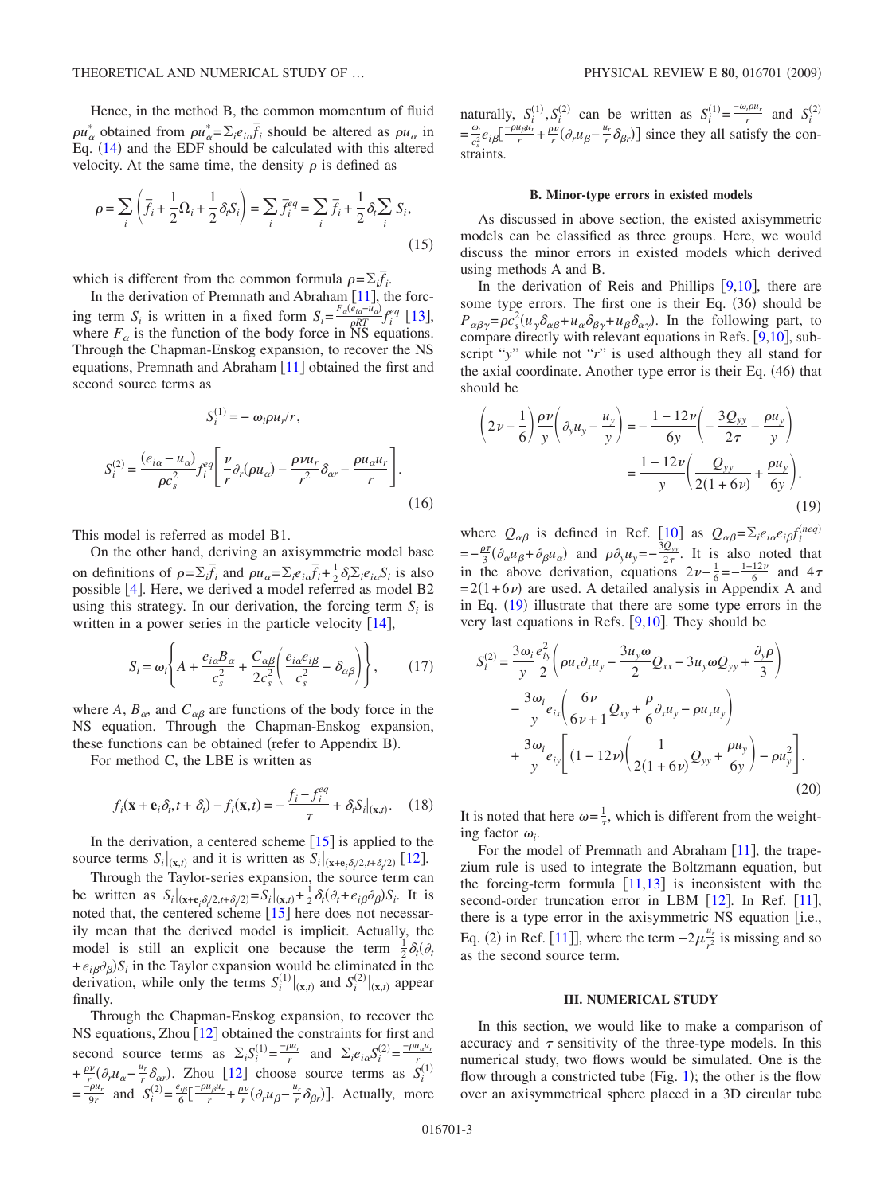Hence, in the method B, the common momentum of fluid $\rho u_\alpha^*$ obtained from $\rho u_\alpha^* = \Sigma_i e_{i\alpha} \bar{f}_i$ should be altered as $\rho u_\alpha$ in Eq. (14) and the EDF should be calculated with this altered velocity. At the same time, the density $\rho$ is defined as

$$\rho = \sum_i \left( \bar{f}_i + \frac{1}{2}\Omega_i + \frac{1}{2}\delta_t S_i \right) = \sum_i \bar{f}_i^{eq} = \sum_i \bar{f}_i + \frac{1}{2}\delta_t \sum_i S_i, \tag{15}$$

which is different from the common formula $\rho = \Sigma_i \bar{f}_i$.

In the derivation of Premnath and Abraham [11], the forcing term $S_i$ is written in a fixed form $S_i = \frac{F_\alpha (e_{i\alpha} - u_\alpha)}{\rho RT} f_i^{eq}$ [13], where $F_\alpha$ is the function of the body force in NS equations. Through the Chapman-Enskog expansion, to recover the NS equations, Premnath and Abraham [11] obtained the first and second source terms as

$$S_i^{(1)} = -\omega_i \rho u_r / r,$$

$$S_i^{(2)} = \frac{(e_{i\alpha} - u_\alpha)}{\rho c_s^2} f_i^{eq} \left[ \frac{\nu}{r} \partial_r (\rho u_\alpha) - \frac{\rho \nu u_r}{r^2} \delta_{\alpha r} - \frac{\rho u_\alpha u_r}{r} \right]. \tag{16}$$

This model is referred as model B1.

On the other hand, deriving an axisymmetric model base on definitions of $\rho = \Sigma_i \bar{f}_i$ and $\rho u_\alpha = \Sigma_i e_{i\alpha} \bar{f}_i + \frac{1}{2}\delta_t \Sigma_i e_{i\alpha} S_i$ is also possible [4]. Here, we derived a model referred as model B2 using this strategy. In our derivation, the forcing term $S_i$ is written in a power series in the particle velocity [14],

$$S_i = \omega_i \left\{ A + \frac{e_{i\alpha} B_\alpha}{c_s^2} + \frac{C_{\alpha\beta}}{2c_s^2}\left( \frac{e_{i\alpha} e_{i\beta}}{c_s^2} - \delta_{\alpha\beta} \right) \right\}, \tag{17}$$

where $A$, $B_\alpha$, and $C_{\alpha\beta}$ are functions of the body force in the NS equation. Through the Chapman-Enskog expansion, these functions can be obtained (refer to Appendix B).

For method C, the LBE is written as

$$f_i(\mathbf{x} + \mathbf{e}_i \delta_t, t + \delta_t) - f_i(\mathbf{x}, t) = -\frac{f_i - f_i^{eq}}{\tau} + \delta_t S_i|_{(\mathbf{x},t)}. \tag{18}$$

In the derivation, a centered scheme [15] is applied to the source terms $S_i|_{(\mathbf{x},t)}$ and it is written as $S_i|_{(\mathbf{x}+\mathbf{e}_i\delta_t/2, t+\delta_t/2)}$ [12].

Through the Taylor-series expansion, the source term can be written as $S_i|_{(\mathbf{x}+\mathbf{e}_i\delta_t/2, t+\delta_t/2)} = S_i|_{(\mathbf{x},t)} + \frac{1}{2}\delta_t(\partial_t + e_{i\beta}\partial_\beta) S_i$. It is noted that, the centered scheme [15] here does not necessarily mean that the derived model is implicit. Actually, the model is still an explicit one because the term $\frac{1}{2}\delta_t(\partial_t + e_{i\beta}\partial_\beta) S_i$ in the Taylor expansion would be eliminated in the derivation, while only the terms $S_i^{(1)}|_{(\mathbf{x},t)}$ and $S_i^{(2)}|_{(\mathbf{x},t)}$ appear finally.

Through the Chapman-Enskog expansion, to recover the NS equations, Zhou [12] obtained the constraints for first and second source terms as $\Sigma_i S_i^{(1)} = \frac{-\rho u_r}{r}$ and $\Sigma_i e_{i\alpha} S_i^{(2)} = \frac{-\rho u_\alpha u_r}{r} + \frac{\rho \nu}{r}(\partial_r u_\alpha - \frac{u_r}{r}\delta_{\alpha r})$. Zhou [12] choose source terms as $S_i^{(1)} = \frac{-\rho u_r}{9r}$ and $S_i^{(2)} = \frac{e_{i\beta}}{6}[\frac{-\rho u_\beta u_r}{r} + \frac{\rho \nu}{r}(\partial_r u_\beta - \frac{u_r}{r}\delta_{\beta r})]$. Actually, more naturally, $S_i^{(1)}, S_i^{(2)}$ can be written as $S_i^{(1)} = \frac{-\omega_i \rho u_r}{r}$ and $S_i^{(2)} = \frac{\omega_i}{c_s^2} e_{i\beta}[\frac{-\rho u_\beta u_r}{r} + \frac{\rho \nu}{r}(\partial_r u_\beta - \frac{u_r}{r}\delta_{\beta r})]$ since they all satisfy the constraints.

### B. Minor-type errors in existed models

As discussed in above section, the existed axisymmetric models can be classified as three groups. Here, we would discuss the minor errors in existed models which derived using methods A and B.

In the derivation of Reis and Phillips [9,10], there are some type errors. The first one is their Eq. (36) should be $P_{\alpha\beta\gamma} = \rho c_s^2 (u_\gamma \delta_{\alpha\beta} + u_\alpha \delta_{\beta\gamma} + u_\beta \delta_{\alpha\gamma})$. In the following part, to compare directly with relevant equations in Refs. [9,10], subscript "$y$" while not "$r$" is used although they all stand for the axial coordinate. Another type error is their Eq. (46) that should be

$$\left(2\nu - \frac{1}{6}\right)\frac{\rho\nu}{y}\left(\partial_y u_y - \frac{u_y}{y}\right) = -\frac{1-12\nu}{6y}\left(-\frac{3Q_{yy}}{2\tau} - \frac{\rho u_y}{y}\right)$$
$$= \frac{1-12\nu}{y}\left(\frac{Q_{yy}}{2(1+6\nu)} + \frac{\rho u_y}{6y}\right). \tag{19}$$

where $Q_{\alpha\beta}$ is defined in Ref. [10] as $Q_{\alpha\beta} = \Sigma_i e_{i\alpha} e_{i\beta} f_i^{(neq)} = -\frac{\rho\tau}{3}(\partial_\alpha u_\beta + \partial_\beta u_\alpha)$ and $\rho \partial_y u_y = -\frac{3Q_{yy}}{2\tau}$. It is also noted that in the above derivation, equations $2\nu - \frac{1}{6} = -\frac{1-12\nu}{6}$ and $4\tau = 2(1+6\nu)$ are used. A detailed analysis in Appendix A and in Eq. (19) illustrate that there are some type errors in the very last equations in Refs. [9,10]. They should be

$$S_i^{(2)} = \frac{3\omega_i}{y}\frac{e_{iy}^2}{2}\left(\rho u_x \partial_x u_y - \frac{3u_y\omega}{2}Q_{xx} - 3u_y\omega Q_{yy} + \frac{\partial_y \rho}{3}\right)$$
$$- \frac{3\omega_i}{y}e_{ix}\left(\frac{6\nu}{6\nu+1}Q_{xy} + \frac{\rho}{6}\partial_x u_y - \rho u_x u_y\right)$$
$$+ \frac{3\omega_i}{y}e_{iy}\left[(1-12\nu)\left(\frac{1}{2(1+6\nu)}Q_{yy} + \frac{\rho u_y}{6y}\right) - \rho u_y^2\right]. \tag{20}$$

It is noted that here $\omega = \frac{1}{\tau}$, which is different from the weighting factor $\omega_i$.

For the model of Premnath and Abraham [11], the trapezium rule is used to integrate the Boltzmann equation, but the forcing-term formula [11,13] is inconsistent with the second-order truncation error in LBM [12]. In Ref. [11], there is a type error in the axisymmetric NS equation [i.e., Eq. (2) in Ref. [11], where the term $-2\mu\frac{u_r}{r^2}$ is missing and so as the second source term.

## III. NUMERICAL STUDY

In this section, we would like to make a comparison of accuracy and $\tau$ sensitivity of the three-type models. In this numerical study, two flows would be simulated. One is the flow through a constricted tube (Fig. 1); the other is the flow over an axisymmetrical sphere placed in a 3D circular tube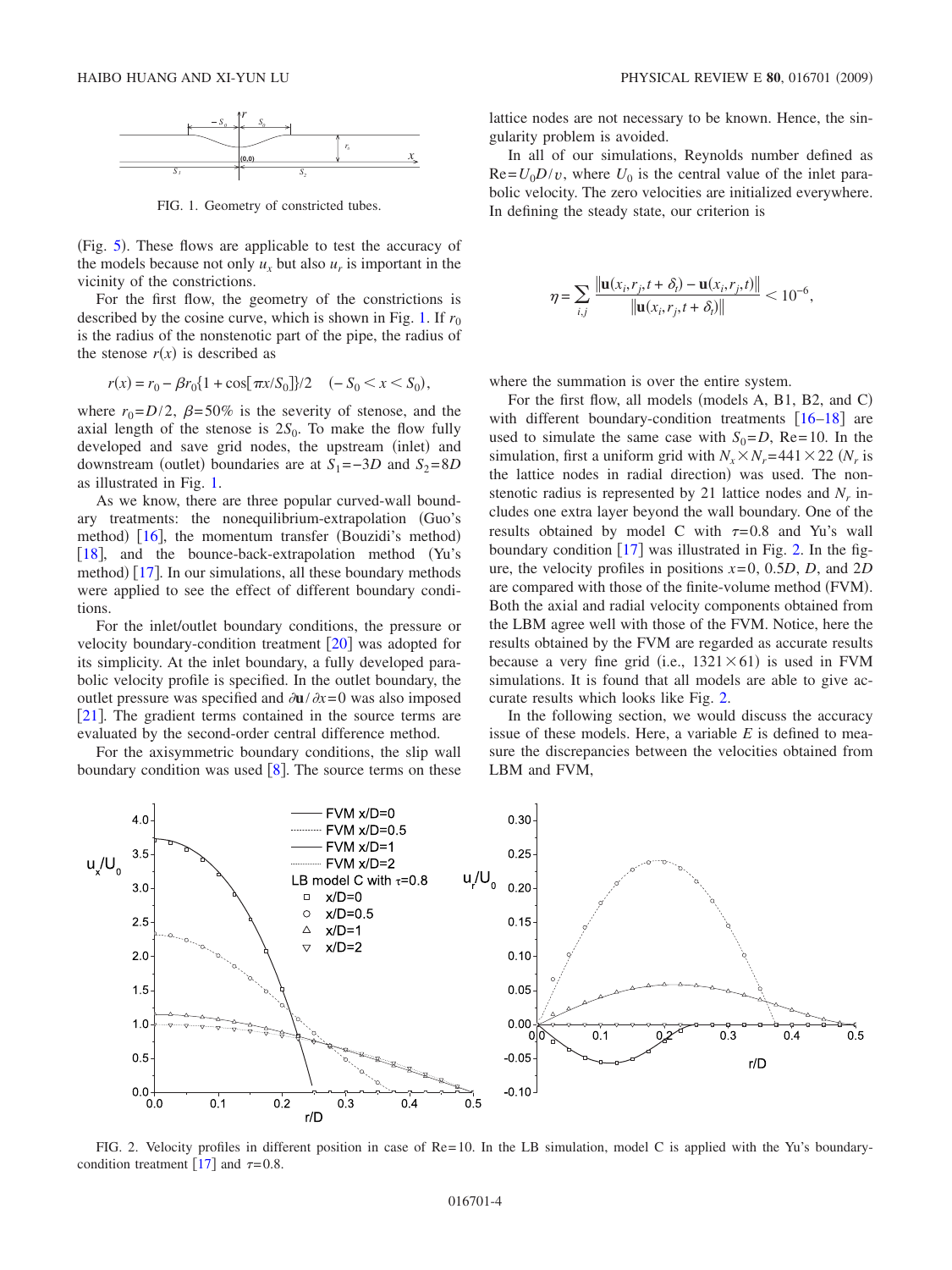FIG. 1. Geometry of constricted tubes.

(Fig. 5). These flows are applicable to test the accuracy of the models because not only $u_x$ but also $u_r$ is important in the vicinity of the constrictions.

For the first flow, the geometry of the constrictions is described by the cosine curve, which is shown in Fig. 1. If $r_0$ is the radius of the nonstenotic part of the pipe, the radius of the stenose $r(x)$ is described as

$$r(x) = r_0 - \beta r_0\{1 + \cos[\pi x/S_0]\}/2 \quad (-S_0 < x < S_0),$$

where $r_0 = D/2$, $\beta = 50\%$ is the severity of stenose, and the axial length of the stenose is $2S_0$. To make the flow fully developed and save grid nodes, the upstream (inlet) and downstream (outlet) boundaries are at $S_1 = -3D$ and $S_2 = 8D$ as illustrated in Fig. 1.

As we know, there are three popular curved-wall boundary treatments: the nonequilibrium-extrapolation (Guo's method) [16], the momentum transfer (Bouzidi's method) [18], and the bounce-back-extrapolation method (Yu's method) [17]. In our simulations, all these boundary methods were applied to see the effect of different boundary conditions.

For the inlet/outlet boundary conditions, the pressure or velocity boundary-condition treatment [20] was adopted for its simplicity. At the inlet boundary, a fully developed parabolic velocity profile is specified. In the outlet boundary, the outlet pressure was specified and $\partial \mathbf{u}/\partial x = 0$ was also imposed [21]. The gradient terms contained in the source terms are evaluated by the second-order central difference method.

For the axisymmetric boundary conditions, the slip wall boundary condition was used [8]. The source terms on these lattice nodes are not necessary to be known. Hence, the singularity problem is avoided.

In all of our simulations, Reynolds number defined as $\mathrm{Re} = U_0 D/\upsilon$, where $U_0$ is the central value of the inlet parabolic velocity. The zero velocities are initialized everywhere. In defining the steady state, our criterion is

$$\eta = \sum_{i,j} \frac{\|\mathbf{u}(x_i, r_j, t + \delta_t) - \mathbf{u}(x_i, r_j, t)\|}{\|\mathbf{u}(x_i, r_j, t + \delta_t)\|} < 10^{-6},$$

where the summation is over the entire system.

For the first flow, all models (models A, B1, B2, and C) with different boundary-condition treatments [16–18] are used to simulate the same case with $S_0 = D$, Re=10. In the simulation, first a uniform grid with $N_x \times N_r = 441 \times 22$ ($N_r$ is the lattice nodes in radial direction) was used. The nonstenotic radius is represented by 21 lattice nodes and $N_r$ includes one extra layer beyond the wall boundary. One of the results obtained by model C with $\tau = 0.8$ and Yu's wall boundary condition [17] was illustrated in Fig. 2. In the figure, the velocity profiles in positions $x = 0$, $0.5D$, $D$, and $2D$ are compared with those of the finite-volume method (FVM). Both the axial and radial velocity components obtained from the LBM agree well with those of the FVM. Notice, here the results obtained by the FVM are regarded as accurate results because a very fine grid (i.e., $1321 \times 61$) is used in FVM simulations. It is found that all models are able to give accurate results which looks like Fig. 2.

In the following section, we would discuss the accuracy issue of these models. Here, a variable $E$ is defined to measure the discrepancies between the velocities obtained from LBM and FVM,

FIG. 2. Velocity profiles in different position in case of Re=10. In the LB simulation, model C is applied with the Yu's boundary-condition treatment [17] and $\tau = 0.8$.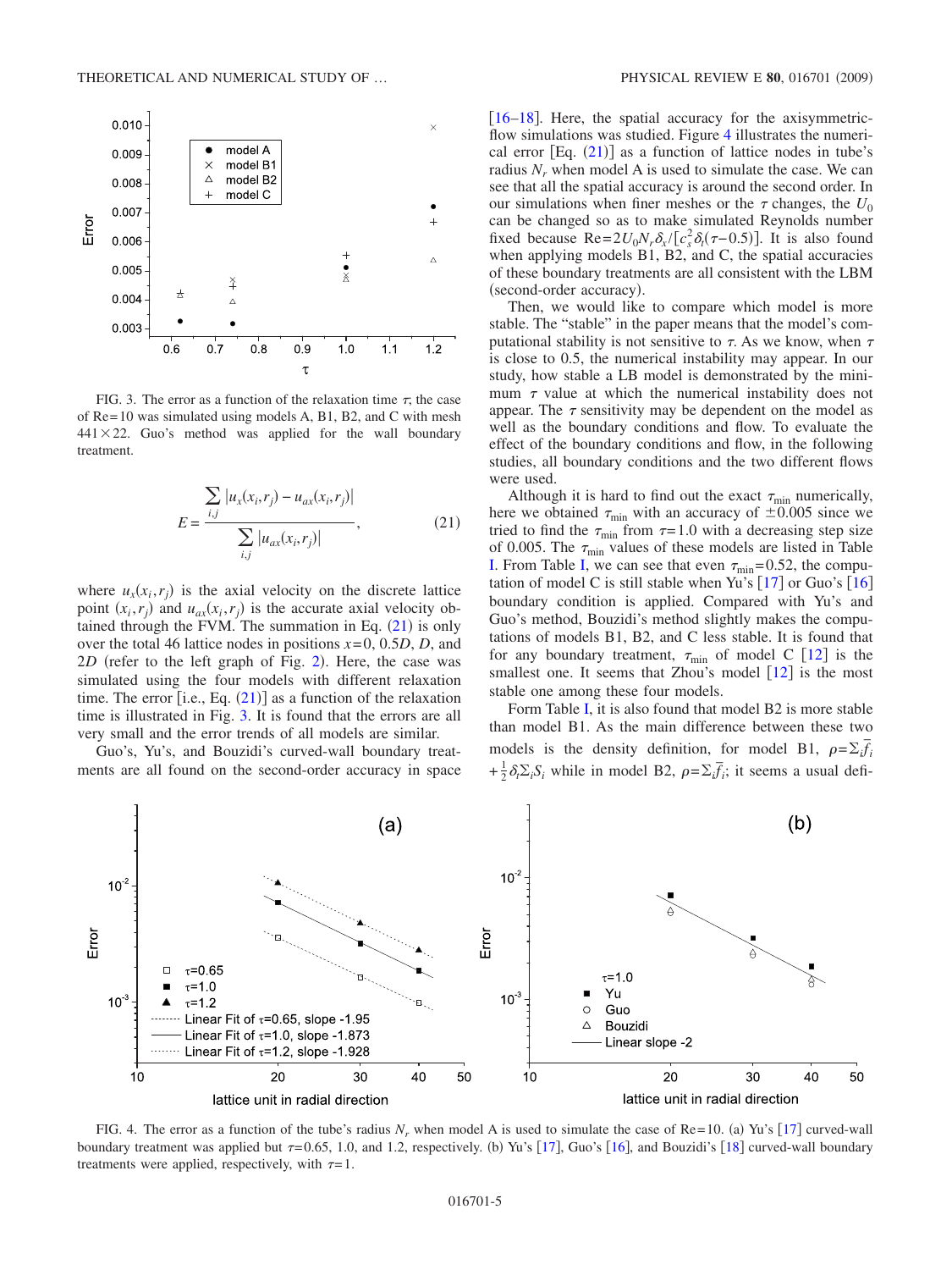FIG. 3. The error as a function of the relaxation time $\tau$; the case of Re=10 was simulated using models A, B1, B2, and C with mesh $441\times 22$. Guo's method was applied for the wall boundary treatment.

$$
E = \frac{\sum_{i,j} |u_x(x_i,r_j) - u_{ax}(x_i,r_j)|}{\sum_{i,j} |u_{ax}(x_i,r_j)|}, \tag{21}
$$

where $u_x(x_i,r_j)$ is the axial velocity on the discrete lattice point $(x_i,r_j)$ and $u_{ax}(x_i,r_j)$ is the accurate axial velocity obtained through the FVM. The summation in Eq. (21) is only over the total 46 lattice nodes in positions $x=0$, $0.5D$, $D$, and $2D$ (refer to the left graph of Fig. 2). Here, the case was simulated using the four models with different relaxation time. The error [i.e., Eq. (21)] as a function of the relaxation time is illustrated in Fig. 3. It is found that the errors are all very small and the error trends of all models are similar.

Guo's, Yu's, and Bouzidi's curved-wall boundary treatments are all found on the second-order accuracy in space [16–18]. Here, the spatial accuracy for the axisymmetric-flow simulations was studied. Figure 4 illustrates the numerical error [Eq. (21)] as a function of lattice nodes in tube's radius $N_r$ when model A is used to simulate the case. We can see that all the spatial accuracy is around the second order. In our simulations when finer meshes or the $\tau$ changes, the $U_0$ can be changed so as to make simulated Reynolds number fixed because $\mathrm{Re}=2U_0N_r\delta_x/[c_s^2\delta_t(\tau-0.5)]$. It is also found when applying models B1, B2, and C, the spatial accuracies of these boundary treatments are all consistent with the LBM (second-order accuracy).

Then, we would like to compare which model is more stable. The "stable" in the paper means that the model's computational stability is not sensitive to $\tau$. As we know, when $\tau$ is close to 0.5, the numerical instability may appear. In our study, how stable a LB model is demonstrated by the minimum $\tau$ value at which the numerical instability does not appear. The $\tau$ sensitivity may be dependent on the model as well as the boundary conditions and flow. To evaluate the effect of the boundary conditions and flow, in the following studies, all boundary conditions and the two different flows were used.

Although it is hard to find out the exact $\tau_{\min}$ numerically, here we obtained $\tau_{\min}$ with an accuracy of $\pm 0.005$ since we tried to find the $\tau_{\min}$ from $\tau=1.0$ with a decreasing step size of 0.005. The $\tau_{\min}$ values of these models are listed in Table I. From Table I, we can see that even $\tau_{\min}=0.52$, the computation of model C is still stable when Yu's [17] or Guo's [16] boundary condition is applied. Compared with Yu's and Guo's method, Bouzidi's method slightly makes the computations of models B1, B2, and C less stable. It is found that for any boundary treatment, $\tau_{\min}$ of model C [12] is the smallest one. It seems that Zhou's model [12] is the most stable one among these four models.

Form Table I, it is also found that model B2 is more stable than model B1. As the main difference between these two models is the density definition, for model B1, $\rho=\Sigma_i\bar{f}_i+\frac{1}{2}\delta_t\Sigma_i S_i$ while in model B2, $\rho=\Sigma_i\bar{f}_i$; it seems a usual defi-

FIG. 4. The error as a function of the tube's radius $N_r$ when model A is used to simulate the case of Re=10. (a) Yu's [17] curved-wall boundary treatment was applied but $\tau=0.65$, 1.0, and 1.2, respectively. (b) Yu's [17], Guo's [16], and Bouzidi's [18] curved-wall boundary treatments were applied, respectively, with $\tau=1$.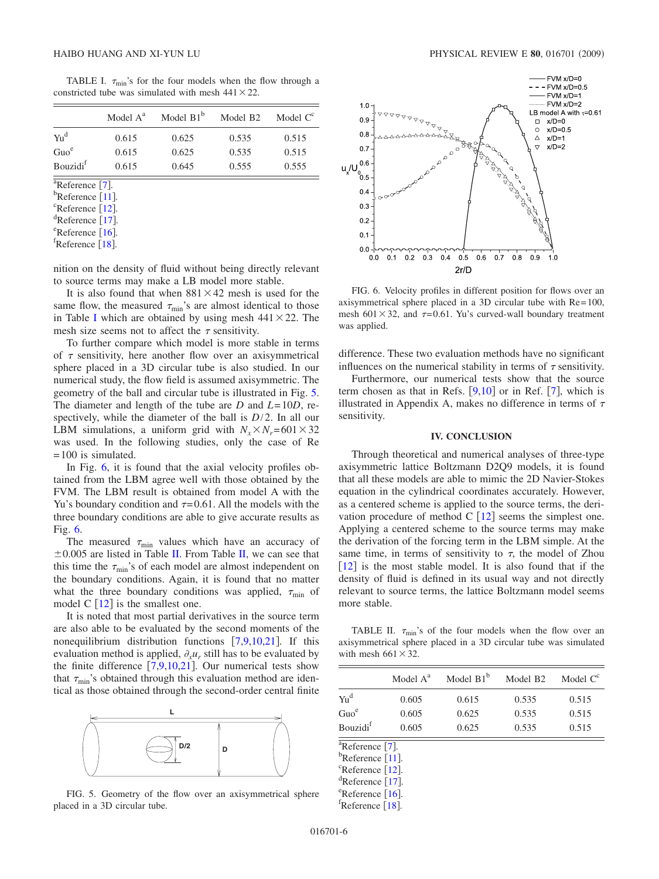TABLE I. $\tau_{min}$'s for the four models when the flow through a constricted tube was simulated with mesh $441 \times 22$.

| | Model A[a] | Model B1[b] | Model B2 | Model C[c] |
|---|---|---|---|---|
| Yu[d] | 0.615 | 0.625 | 0.535 | 0.515 |
| Guo[e] | 0.615 | 0.625 | 0.535 | 0.515 |
| Bouzidi[f] | 0.615 | 0.645 | 0.555 | 0.555 |

[a]Reference [7].
[b]Reference [11].
[c]Reference [12].
[d]Reference [17].
[e]Reference [16].
[f]Reference [18].

nition on the density of fluid without being directly relevant to source terms may make a LB model more stable.

It is also found that when $881 \times 42$ mesh is used for the same flow, the measured $\tau_{min}$'s are almost identical to those in Table I which are obtained by using mesh $441 \times 22$. The mesh size seems not to affect the $\tau$ sensitivity.

To further compare which model is more stable in terms of $\tau$ sensitivity, here another flow over an axisymmetrical sphere placed in a 3D circular tube is also studied. In our numerical study, the flow field is assumed axisymmetric. The geometry of the ball and circular tube is illustrated in Fig. 5. The diameter and length of the tube are $D$ and $L=10D$, respectively, while the diameter of the ball is $D/2$. In all our LBM simulations, a uniform grid with $N_x \times N_r = 601 \times 32$ was used. In the following studies, only the case of Re $=100$ is simulated.

In Fig. 6, it is found that the axial velocity profiles obtained from the LBM agree well with those obtained by the FVM. The LBM result is obtained from model A with the Yu's boundary condition and $\tau=0.61$. All the models with the three boundary conditions are able to give accurate results as Fig. 6.

The measured $\tau_{min}$ values which have an accuracy of $\pm 0.005$ are listed in Table II. From Table II, we can see that this time the $\tau_{min}$'s of each model are almost independent on the boundary conditions. Again, it is found that no matter what the three boundary conditions was applied, $\tau_{min}$ of model C [12] is the smallest one.

It is noted that most partial derivatives in the source term are also able to be evaluated by the second moments of the nonequilibrium distribution functions [7,9,10,21]. If this evaluation method is applied, $\partial_x u_r$ still has to be evaluated by the finite difference [7,9,10,21]. Our numerical tests show that $\tau_{min}$'s obtained through this evaluation method are identical as those obtained through the second-order central finite

FIG. 5. Geometry of the flow over an axisymmetrical sphere placed in a 3D circular tube.

FIG. 6. Velocity profiles in different position for flows over an axisymmetrical sphere placed in a 3D circular tube with Re=100, mesh $601 \times 32$, and $\tau=0.61$. Yu's curved-wall boundary treatment was applied.

difference. These two evaluation methods have no significant influences on the numerical stability in terms of $\tau$ sensitivity.

Furthermore, our numerical tests show that the source term chosen as that in Refs. [9,10] or in Ref. [7], which is illustrated in Appendix A, makes no difference in terms of $\tau$ sensitivity.

## IV. CONCLUSION

Through theoretical and numerical analyses of three-type axisymmetric lattice Boltzmann D2Q9 models, it is found that all these models are able to mimic the 2D Navier-Stokes equation in the cylindrical coordinates accurately. However, as a centered scheme is applied to the source terms, the derivation procedure of method C [12] seems the simplest one. Applying a centered scheme to the source terms may make the derivation of the forcing term in the LBM simple. At the same time, in terms of sensitivity to $\tau$, the model of Zhou [12] is the most stable model. It is also found that if the density of fluid is defined in its usual way and not directly relevant to source terms, the lattice Boltzmann model seems more stable.

TABLE II. $\tau_{min}$'s of the four models when the flow over an axisymmetrical sphere placed in a 3D circular tube was simulated with mesh $661 \times 32$.

| | Model A[a] | Model B1[b] | Model B2 | Model C[c] |
|---|---|---|---|---|
| Yu[d] | 0.605 | 0.615 | 0.535 | 0.515 |
| Guo[e] | 0.605 | 0.625 | 0.535 | 0.515 |
| Bouzidi[f] | 0.605 | 0.625 | 0.535 | 0.515 |

[a]Reference [7].
[b]Reference [11].
[c]Reference [12].
[d]Reference [17].
[e]Reference [16].
[f]Reference [18].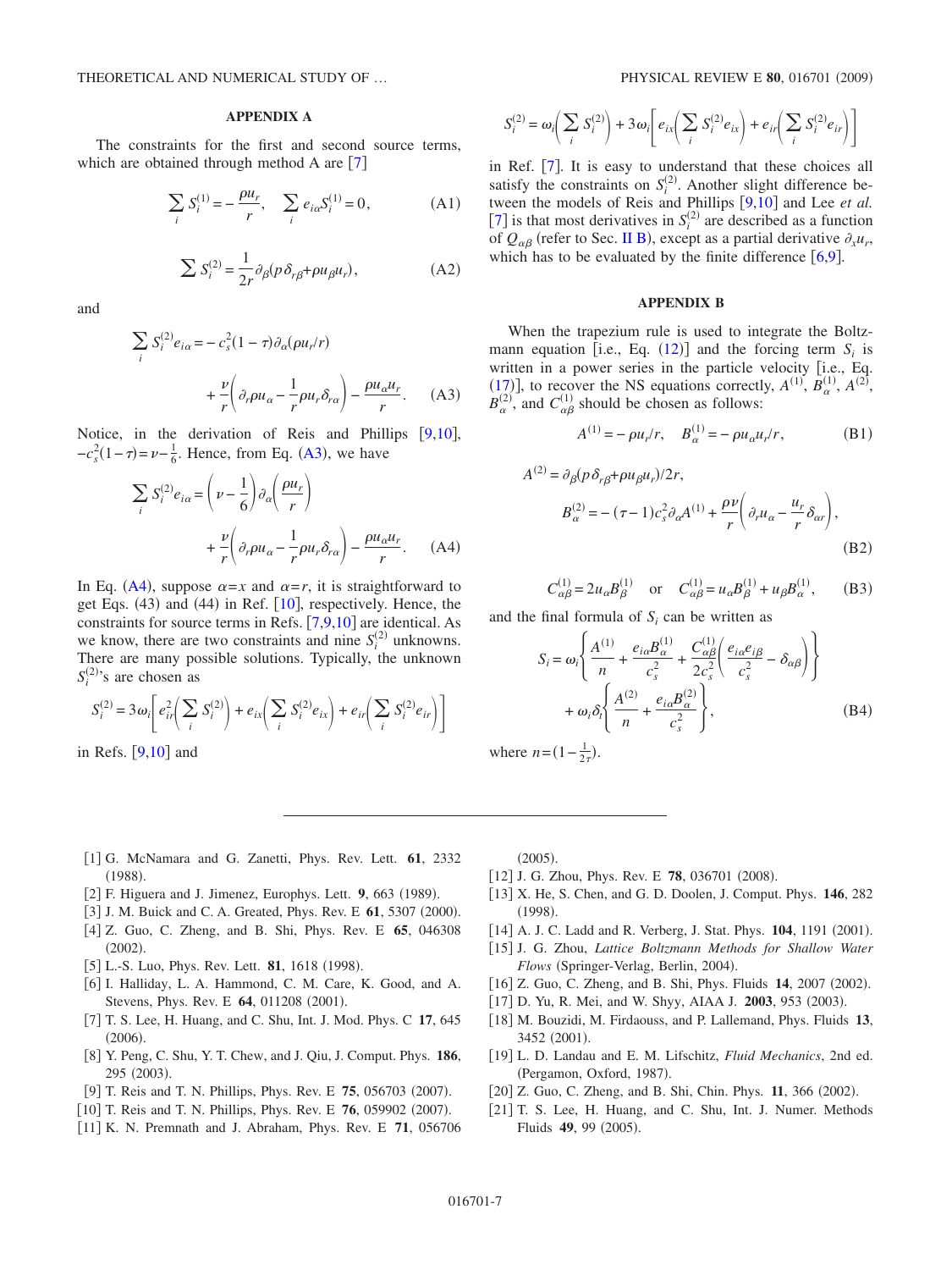## APPENDIX A

The constraints for the first and second source terms, which are obtained through method A are [7]

$$\sum_i S_i^{(1)} = -\frac{\rho u_r}{r}, \quad \sum_i e_{i\alpha} S_i^{(1)} = 0, \tag{A1}$$

$$\sum S_i^{(2)} = \frac{1}{2r}\partial_\beta(p\delta_{r\beta}+\rho u_\beta u_r), \tag{A2}$$

and

$$\sum_i S_i^{(2)} e_{i\alpha} = -c_s^2(1-\tau)\partial_\alpha(\rho u_r/r) + \frac{\nu}{r}\left(\partial_r \rho u_\alpha - \frac{1}{r}\rho u_r \delta_{r\alpha}\right) - \frac{\rho u_\alpha u_r}{r}. \tag{A3}$$

Notice, in the derivation of Reis and Phillips [9,10], $-c_s^2(1-\tau)=\nu-\frac{1}{6}$. Hence, from Eq. (A3), we have

$$\sum_i S_i^{(2)} e_{i\alpha} = \left(\nu - \frac{1}{6}\right)\partial_\alpha\left(\frac{\rho u_r}{r}\right) + \frac{\nu}{r}\left(\partial_r \rho u_\alpha - \frac{1}{r}\rho u_r \delta_{r\alpha}\right) - \frac{\rho u_\alpha u_r}{r}. \tag{A4}$$

In Eq. (A4), suppose $\alpha=x$ and $\alpha=r$, it is straightforward to get Eqs. (43) and (44) in Ref. [10], respectively. Hence, the constraints for source terms in Refs. [7,9,10] are identical. As we know, there are two constraints and nine $S_i^{(2)}$ unknowns. There are many possible solutions. Typically, the unknown $S_i^{(2)}$'s are chosen as

$$S_i^{(2)} = 3\omega_i\left[e_{ir}^2\left(\sum_i S_i^{(2)}\right) + e_{ix}\left(\sum_i S_i^{(2)} e_{ix}\right) + e_{ir}\left(\sum_i S_i^{(2)} e_{ir}\right)\right]$$

in Refs. [9,10] and

$$S_i^{(2)} = \omega_i\left(\sum_i S_i^{(2)}\right) + 3\omega_i\left[e_{ix}\left(\sum_i S_i^{(2)} e_{ix}\right) + e_{ir}\left(\sum_i S_i^{(2)} e_{ir}\right)\right]$$

in Ref. [7]. It is easy to understand that these choices all satisfy the constraints on $S_i^{(2)}$. Another slight difference between the models of Reis and Phillips [9,10] and Lee *et al.* [7] is that most derivatives in $S_i^{(2)}$ are described as a function of $Q_{\alpha\beta}$ (refer to Sec. II B), except as a partial derivative $\partial_x u_r$, which has to be evaluated by the finite difference [6,9].

## APPENDIX B

When the trapezium rule is used to integrate the Boltzmann equation [i.e., Eq. (12)] and the forcing term $S_i$ is written in a power series in the particle velocity [i.e., Eq. (17)], to recover the NS equations correctly, $A^{(1)}$, $B_\alpha^{(1)}$, $A^{(2)}$, $B_\alpha^{(2)}$, and $C_{\alpha\beta}^{(1)}$ should be chosen as follows:

$$A^{(1)} = -\rho u_r/r, \quad B_\alpha^{(1)} = -\rho u_\alpha u_r/r, \tag{B1}$$

$$A^{(2)} = \partial_\beta(p\delta_{r\beta}+\rho u_\beta u_r)/2r,$$
$$B_\alpha^{(2)} = -(\tau-1)c_s^2\partial_\alpha A^{(1)} + \frac{\rho\nu}{r}\left(\partial_r u_\alpha - \frac{u_r}{r}\delta_{\alpha r}\right), \tag{B2}$$

$$C_{\alpha\beta}^{(1)} = 2u_\alpha B_\beta^{(1)} \quad \text{or} \quad C_{\alpha\beta}^{(1)} = u_\alpha B_\beta^{(1)} + u_\beta B_\alpha^{(1)}, \tag{B3}$$

and the final formula of $S_i$ can be written as

$$S_i = \omega_i\left\{\frac{A^{(1)}}{n} + \frac{e_{i\alpha}B_\alpha^{(1)}}{c_s^2} + \frac{C_{\alpha\beta}^{(1)}}{2c_s^2}\left(\frac{e_{i\alpha}e_{i\beta}}{c_s^2} - \delta_{\alpha\beta}\right)\right\} + \omega_i\delta_t\left\{\frac{A^{(2)}}{n} + \frac{e_{i\alpha}B_\alpha^{(2)}}{c_s^2}\right\}, \tag{B4}$$

where $n=(1-\frac{1}{2\tau})$.

---

[1] G. McNamara and G. Zanetti, Phys. Rev. Lett. **61**, 2332 (1988).

[2] F. Higuera and J. Jimenez, Europhys. Lett. **9**, 663 (1989).

[3] J. M. Buick and C. A. Greated, Phys. Rev. E **61**, 5307 (2000).

[4] Z. Guo, C. Zheng, and B. Shi, Phys. Rev. E **65**, 046308 (2002).

[5] L.-S. Luo, Phys. Rev. Lett. **81**, 1618 (1998).

[6] I. Halliday, L. A. Hammond, C. M. Care, K. Good, and A. Stevens, Phys. Rev. E **64**, 011208 (2001).

[7] T. S. Lee, H. Huang, and C. Shu, Int. J. Mod. Phys. C **17**, 645 (2006).

[8] Y. Peng, C. Shu, Y. T. Chew, and J. Qiu, J. Comput. Phys. **186**, 295 (2003).

[9] T. Reis and T. N. Phillips, Phys. Rev. E **75**, 056703 (2007).

[10] T. Reis and T. N. Phillips, Phys. Rev. E **76**, 059902 (2007).

[11] K. N. Premnath and J. Abraham, Phys. Rev. E **71**, 056706 (2005).

[12] J. G. Zhou, Phys. Rev. E **78**, 036701 (2008).

[13] X. He, S. Chen, and G. D. Doolen, J. Comput. Phys. **146**, 282 (1998).

[14] A. J. C. Ladd and R. Verberg, J. Stat. Phys. **104**, 1191 (2001).

[15] J. G. Zhou, *Lattice Boltzmann Methods for Shallow Water Flows* (Springer-Verlag, Berlin, 2004).

[16] Z. Guo, C. Zheng, and B. Shi, Phys. Fluids **14**, 2007 (2002).

[17] D. Yu, R. Mei, and W. Shyy, AIAA J. **2003**, 953 (2003).

[18] M. Bouzidi, M. Firdaouss, and P. Lallemand, Phys. Fluids **13**, 3452 (2001).

[19] L. D. Landau and E. M. Lifschitz, *Fluid Mechanics*, 2nd ed. (Pergamon, Oxford, 1987).

[20] Z. Guo, C. Zheng, and B. Shi, Chin. Phys. **11**, 366 (2002).

[21] T. S. Lee, H. Huang, and C. Shu, Int. J. Numer. Methods Fluids **49**, 99 (2005).